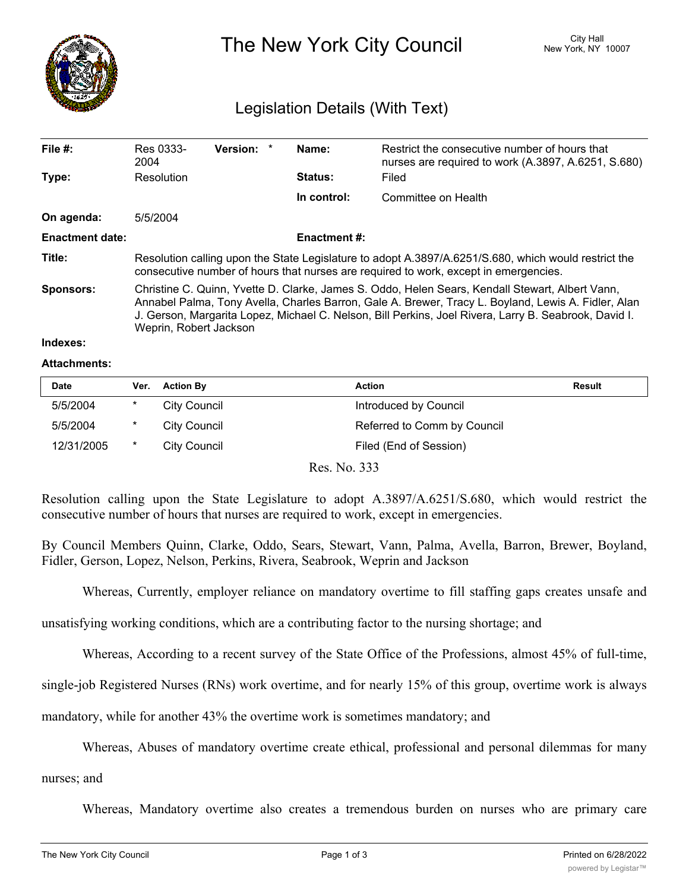# The New York City Council

City Hall
New York, NY 10007

## Legislation Details (With Text)

| | | | | | |
|---|---|---|---|---|---|
| **File #:** | Res 0333-2004 | **Version:** | * | **Name:** | Restrict the consecutive number of hours that nurses are required to work (A.3897, A.6251, S.680) |
| **Type:** | Resolution | | | **Status:** | Filed |
| | | | | **In control:** | Committee on Health |
| **On agenda:** | 5/5/2004 | | | | |
| **Enactment date:** | | | | **Enactment #:** | |

**Title:** Resolution calling upon the State Legislature to adopt A.3897/A.6251/S.680, which would restrict the consecutive number of hours that nurses are required to work, except in emergencies.

**Sponsors:** Christine C. Quinn, Yvette D. Clarke, James S. Oddo, Helen Sears, Kendall Stewart, Albert Vann, Annabel Palma, Tony Avella, Charles Barron, Gale A. Brewer, Tracy L. Boyland, Lewis A. Fidler, Alan J. Gerson, Margarita Lopez, Michael C. Nelson, Bill Perkins, Joel Rivera, Larry B. Seabrook, David I. Weprin, Robert Jackson

**Indexes:**

**Attachments:**

| Date | Ver. | Action By | Action | Result |
|---|---|---|---|---|
| 5/5/2004 | * | City Council | Introduced by Council | |
| 5/5/2004 | * | City Council | Referred to Comm by Council | |
| 12/31/2005 | * | City Council | Filed (End of Session) | |

Res. No. 333

Resolution calling upon the State Legislature to adopt A.3897/A.6251/S.680, which would restrict the consecutive number of hours that nurses are required to work, except in emergencies.

By Council Members Quinn, Clarke, Oddo, Sears, Stewart, Vann, Palma, Avella, Barron, Brewer, Boyland, Fidler, Gerson, Lopez, Nelson, Perkins, Rivera, Seabrook, Weprin and Jackson

Whereas, Currently, employer reliance on mandatory overtime to fill staffing gaps creates unsafe and unsatisfying working conditions, which are a contributing factor to the nursing shortage; and

Whereas, According to a recent survey of the State Office of the Professions, almost 45% of full-time, single-job Registered Nurses (RNs) work overtime, and for nearly 15% of this group, overtime work is always mandatory, while for another 43% the overtime work is sometimes mandatory; and

Whereas, Abuses of mandatory overtime create ethical, professional and personal dilemmas for many nurses; and

Whereas, Mandatory overtime also creates a tremendous burden on nurses who are primary care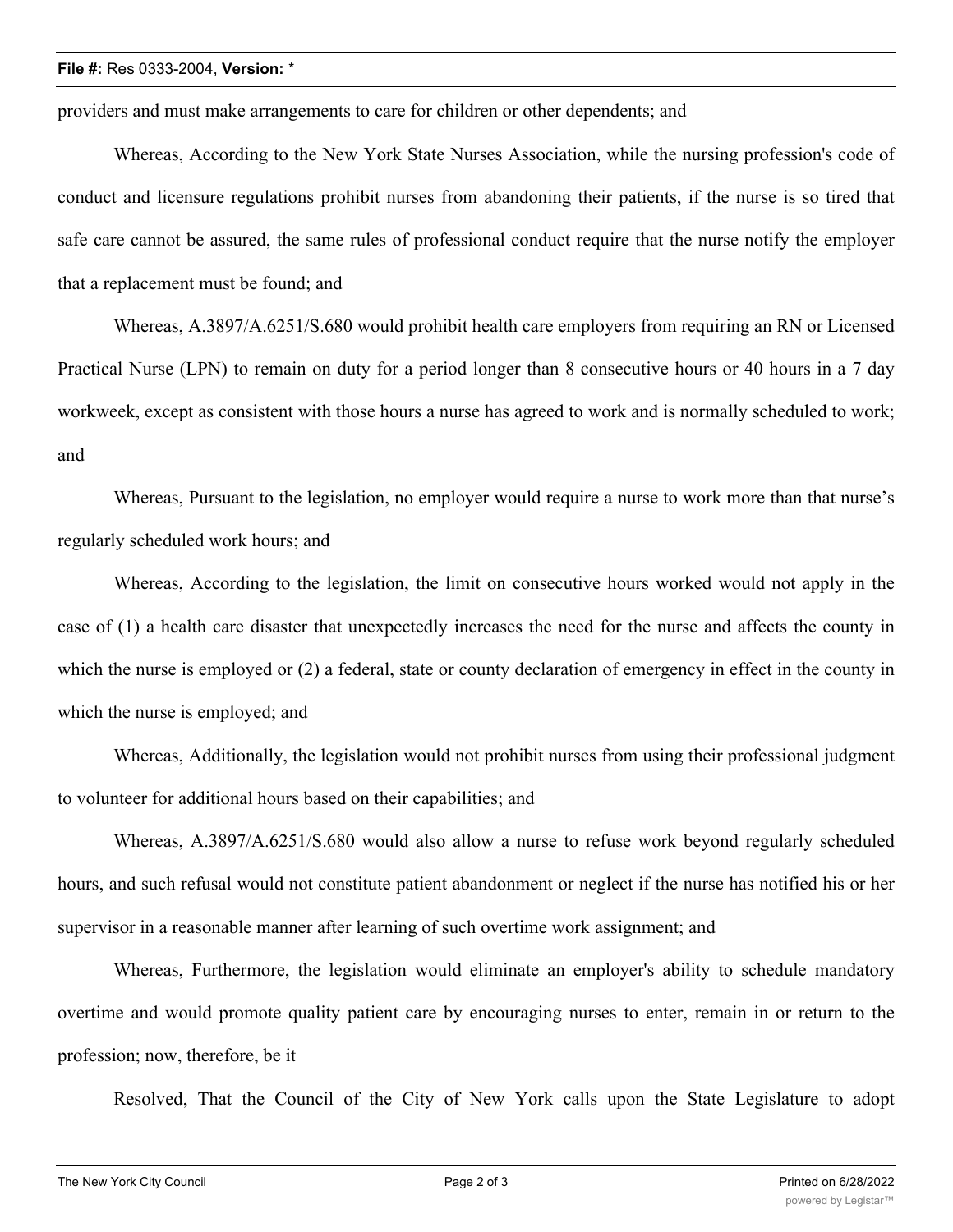providers and must make arrangements to care for children or other dependents; and

Whereas, According to the New York State Nurses Association, while the nursing profession's code of conduct and licensure regulations prohibit nurses from abandoning their patients, if the nurse is so tired that safe care cannot be assured, the same rules of professional conduct require that the nurse notify the employer that a replacement must be found; and

Whereas, A.3897/A.6251/S.680 would prohibit health care employers from requiring an RN or Licensed Practical Nurse (LPN) to remain on duty for a period longer than 8 consecutive hours or 40 hours in a 7 day workweek, except as consistent with those hours a nurse has agreed to work and is normally scheduled to work; and

Whereas, Pursuant to the legislation, no employer would require a nurse to work more than that nurse's regularly scheduled work hours; and

Whereas, According to the legislation, the limit on consecutive hours worked would not apply in the case of (1) a health care disaster that unexpectedly increases the need for the nurse and affects the county in which the nurse is employed or (2) a federal, state or county declaration of emergency in effect in the county in which the nurse is employed; and

Whereas, Additionally, the legislation would not prohibit nurses from using their professional judgment to volunteer for additional hours based on their capabilities; and

Whereas, A.3897/A.6251/S.680 would also allow a nurse to refuse work beyond regularly scheduled hours, and such refusal would not constitute patient abandonment or neglect if the nurse has notified his or her supervisor in a reasonable manner after learning of such overtime work assignment; and

Whereas, Furthermore, the legislation would eliminate an employer's ability to schedule mandatory overtime and would promote quality patient care by encouraging nurses to enter, remain in or return to the profession; now, therefore, be it

Resolved, That the Council of the City of New York calls upon the State Legislature to adopt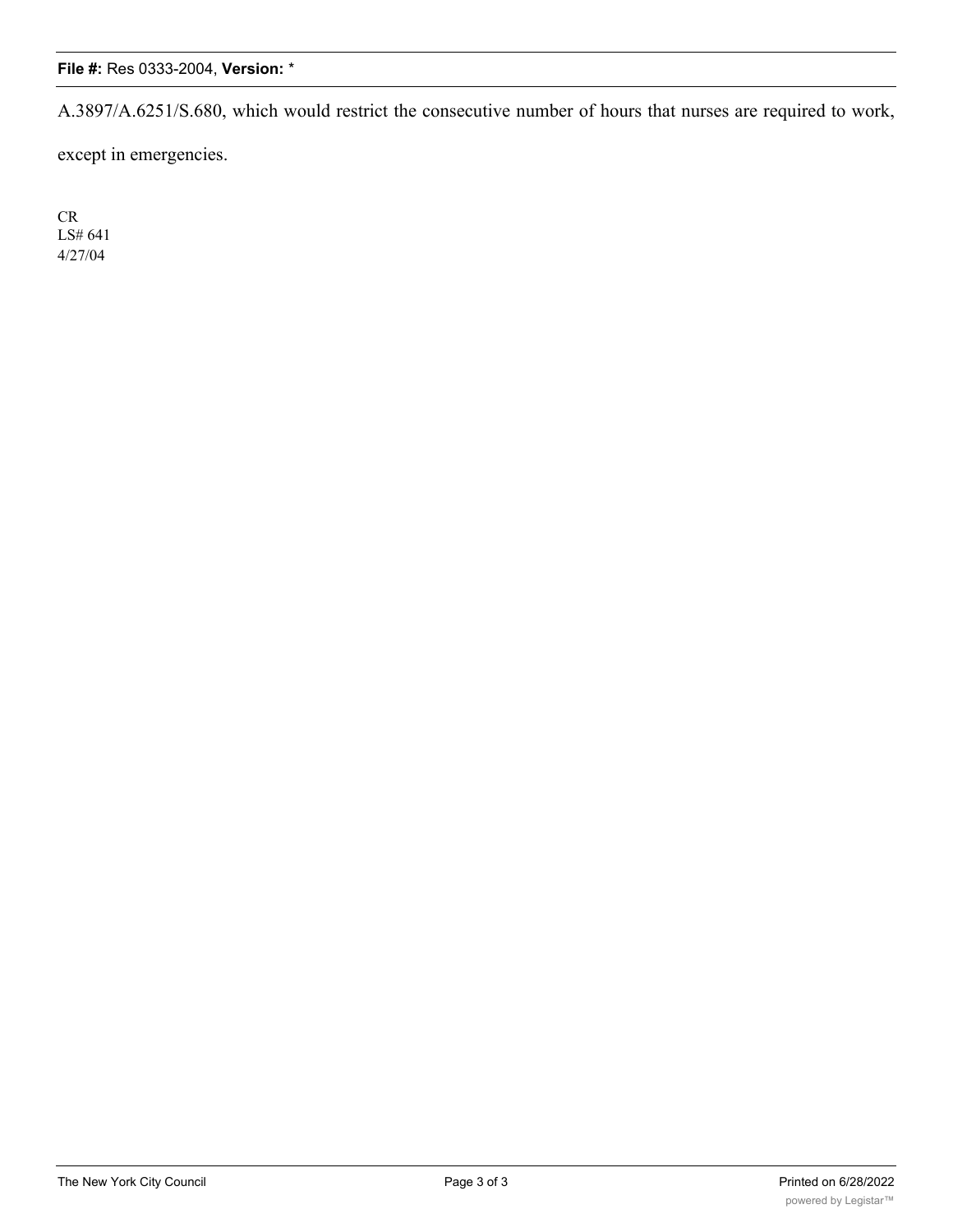A.3897/A.6251/S.680, which would restrict the consecutive number of hours that nurses are required to work, except in emergencies.

CR
LS# 641
4/27/04